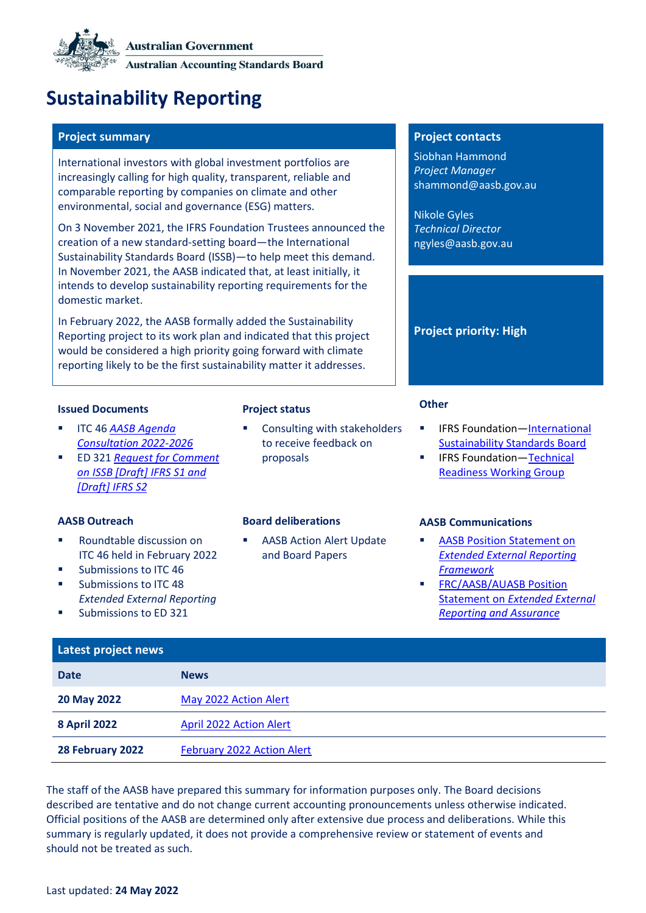Australian Government

Australian Accounting Standards Board

# Sustainability Reporting

## Project summary

International investors with global investment portfolios are increasingly calling for high quality, transparent, reliable and comparable reporting by companies on climate and other environmental, social and governance (ESG) matters.

On 3 November 2021, the IFRS Foundation Trustees announced the creation of a new standard-setting board—the International Sustainability Standards Board (ISSB)—to help meet this demand. In November 2021, the AASB indicated that, at least initially, it intends to develop sustainability reporting requirements for the domestic market.

In February 2022, the AASB formally added the Sustainability Reporting project to its work plan and indicated that this project would be considered a high priority going forward with climate reporting likely to be the first sustainability matter it addresses.

## Project contacts

Siobhan Hammond
*Project Manager*
shammond@aasb.gov.au

Nikole Gyles
*Technical Director*
ngyles@aasb.gov.au

**Project priority: High**

### Issued Documents

- ITC 46 *AASB Agenda Consultation 2022-2026*
- ED 321 *Request for Comment on ISSB [Draft] IFRS S1 and [Draft] IFRS S2*

### Project status

- Consulting with stakeholders to receive feedback on proposals

### Other

- IFRS Foundation—International Sustainability Standards Board
- IFRS Foundation—Technical Readiness Working Group

### AASB Outreach

- Roundtable discussion on ITC 46 held in February 2022
- Submissions to ITC 46
- Submissions to ITC 48 *Extended External Reporting*
- Submissions to ED 321

### Board deliberations

- AASB Action Alert Update and Board Papers

### AASB Communications

- AASB Position Statement on *Extended External Reporting Framework*
- FRC/AASB/AUASB Position Statement on *Extended External Reporting and Assurance*

## Latest project news

| Date | News |
|---|---|
| **20 May 2022** | May 2022 Action Alert |
| **8 April 2022** | April 2022 Action Alert |
| **28 February 2022** | February 2022 Action Alert |

The staff of the AASB have prepared this summary for information purposes only. The Board decisions described are tentative and do not change current accounting pronouncements unless otherwise indicated. Official positions of the AASB are determined only after extensive due process and deliberations. While this summary is regularly updated, it does not provide a comprehensive review or statement of events and should not be treated as such.

Last updated: **24 May 2022**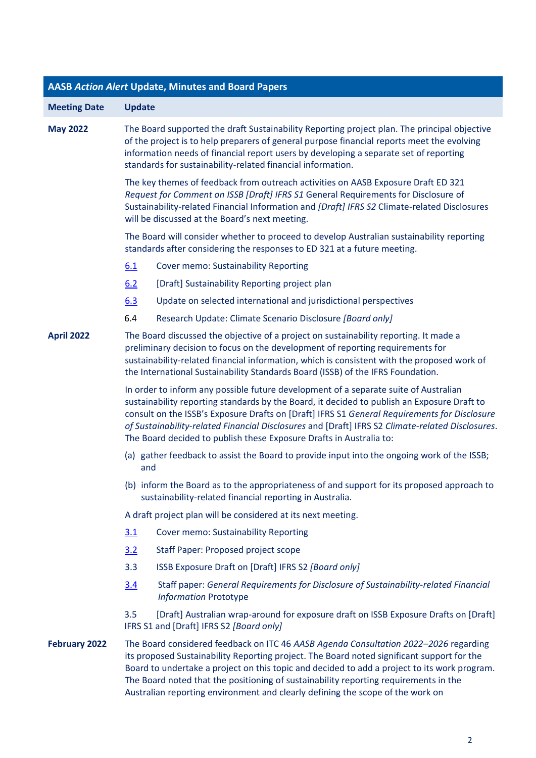| AASB *Action Alert* Update, Minutes and Board Papers | |
|---|---|
| **Meeting Date** | **Update** |
| **May 2022** | The Board supported the draft Sustainability Reporting project plan. The principal objective of the project is to help preparers of general purpose financial reports meet the evolving information needs of financial report users by developing a separate set of reporting standards for sustainability-related financial information.<br><br>The key themes of feedback from outreach activities on AASB Exposure Draft ED 321 *Request for Comment on ISSB [Draft] IFRS S1* General Requirements for Disclosure of Sustainability-related Financial Information and *[Draft] IFRS S2* Climate-related Disclosures will be discussed at the Board's next meeting.<br><br>The Board will consider whether to proceed to develop Australian sustainability reporting standards after considering the responses to ED 321 at a future meeting.<br><br>6.1 Cover memo: Sustainability Reporting<br>6.2 [Draft] Sustainability Reporting project plan<br>6.3 Update on selected international and jurisdictional perspectives<br>6.4 Research Update: Climate Scenario Disclosure *[Board only]* |
| **April 2022** | The Board discussed the objective of a project on sustainability reporting. It made a preliminary decision to focus on the development of reporting requirements for sustainability-related financial information, which is consistent with the proposed work of the International Sustainability Standards Board (ISSB) of the IFRS Foundation.<br><br>In order to inform any possible future development of a separate suite of Australian sustainability reporting standards by the Board, it decided to publish an Exposure Draft to consult on the ISSB's Exposure Drafts on [Draft] IFRS S1 *General Requirements for Disclosure of Sustainability-related Financial Disclosures* and [Draft] IFRS S2 *Climate-related Disclosures*. The Board decided to publish these Exposure Drafts in Australia to:<br><br>(a) gather feedback to assist the Board to provide input into the ongoing work of the ISSB; and<br><br>(b) inform the Board as to the appropriateness of and support for its proposed approach to sustainability-related financial reporting in Australia.<br><br>A draft project plan will be considered at its next meeting.<br><br>3.1 Cover memo: Sustainability Reporting<br>3.2 Staff Paper: Proposed project scope<br>3.3 ISSB Exposure Draft on [Draft] IFRS S2 *[Board only]*<br>3.4 Staff paper: *General Requirements for Disclosure of Sustainability-related Financial Information* Prototype<br>3.5 [Draft] Australian wrap-around for exposure draft on ISSB Exposure Drafts on [Draft] IFRS S1 and [Draft] IFRS S2 *[Board only]* |
| **February 2022** | The Board considered feedback on ITC 46 *AASB Agenda Consultation 2022–2026* regarding its proposed Sustainability Reporting project. The Board noted significant support for the Board to undertake a project on this topic and decided to add a project to its work program. The Board noted that the positioning of sustainability reporting requirements in the Australian reporting environment and clearly defining the scope of the work on |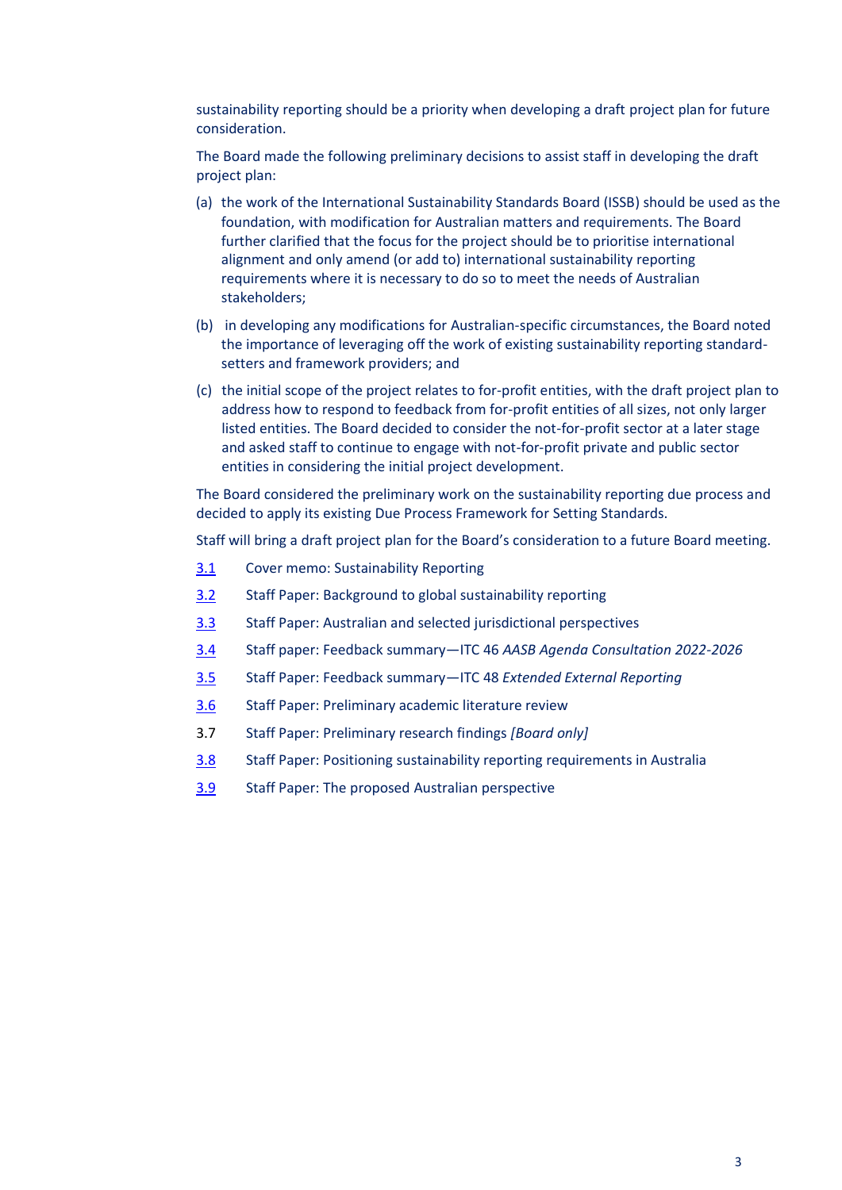sustainability reporting should be a priority when developing a draft project plan for future consideration.

The Board made the following preliminary decisions to assist staff in developing the draft project plan:

(a) the work of the International Sustainability Standards Board (ISSB) should be used as the foundation, with modification for Australian matters and requirements. The Board further clarified that the focus for the project should be to prioritise international alignment and only amend (or add to) international sustainability reporting requirements where it is necessary to do so to meet the needs of Australian stakeholders;

(b) in developing any modifications for Australian-specific circumstances, the Board noted the importance of leveraging off the work of existing sustainability reporting standard-setters and framework providers; and

(c) the initial scope of the project relates to for-profit entities, with the draft project plan to address how to respond to feedback from for-profit entities of all sizes, not only larger listed entities. The Board decided to consider the not-for-profit sector at a later stage and asked staff to continue to engage with not-for-profit private and public sector entities in considering the initial project development.

The Board considered the preliminary work on the sustainability reporting due process and decided to apply its existing Due Process Framework for Setting Standards.

Staff will bring a draft project plan for the Board's consideration to a future Board meeting.

3.1 Cover memo: Sustainability Reporting

3.2 Staff Paper: Background to global sustainability reporting

3.3 Staff Paper: Australian and selected jurisdictional perspectives

3.4 Staff paper: Feedback summary—ITC 46 *AASB Agenda Consultation 2022-2026*

3.5 Staff Paper: Feedback summary—ITC 48 *Extended External Reporting*

3.6 Staff Paper: Preliminary academic literature review

3.7 Staff Paper: Preliminary research findings *[Board only]*

3.8 Staff Paper: Positioning sustainability reporting requirements in Australia

3.9 Staff Paper: The proposed Australian perspective